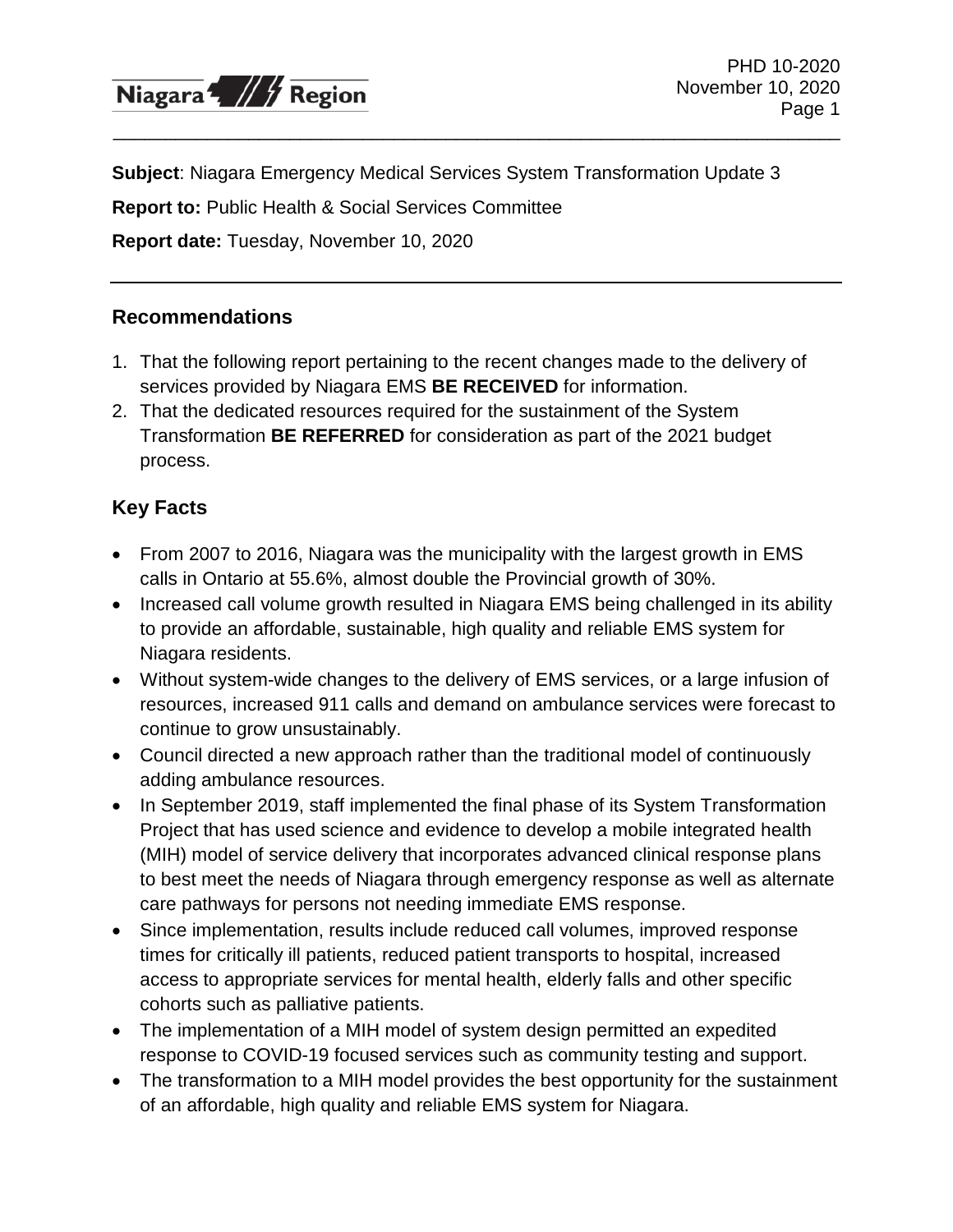**Subject**: Niagara Emergency Medical Services System Transformation Update 3

**Report to:** Public Health & Social Services Committee

**Report date:** Tuesday, November 10, 2020

## Recommendations

1. That the following report pertaining to the recent changes made to the delivery of services provided by Niagara EMS **BE RECEIVED** for information.
2. That the dedicated resources required for the sustainment of the System Transformation **BE REFERRED** for consideration as part of the 2021 budget process.

## Key Facts

- From 2007 to 2016, Niagara was the municipality with the largest growth in EMS calls in Ontario at 55.6%, almost double the Provincial growth of 30%.
- Increased call volume growth resulted in Niagara EMS being challenged in its ability to provide an affordable, sustainable, high quality and reliable EMS system for Niagara residents.
- Without system-wide changes to the delivery of EMS services, or a large infusion of resources, increased 911 calls and demand on ambulance services were forecast to continue to grow unsustainably.
- Council directed a new approach rather than the traditional model of continuously adding ambulance resources.
- In September 2019, staff implemented the final phase of its System Transformation Project that has used science and evidence to develop a mobile integrated health (MIH) model of service delivery that incorporates advanced clinical response plans to best meet the needs of Niagara through emergency response as well as alternate care pathways for persons not needing immediate EMS response.
- Since implementation, results include reduced call volumes, improved response times for critically ill patients, reduced patient transports to hospital, increased access to appropriate services for mental health, elderly falls and other specific cohorts such as palliative patients.
- The implementation of a MIH model of system design permitted an expedited response to COVID-19 focused services such as community testing and support.
- The transformation to a MIH model provides the best opportunity for the sustainment of an affordable, high quality and reliable EMS system for Niagara.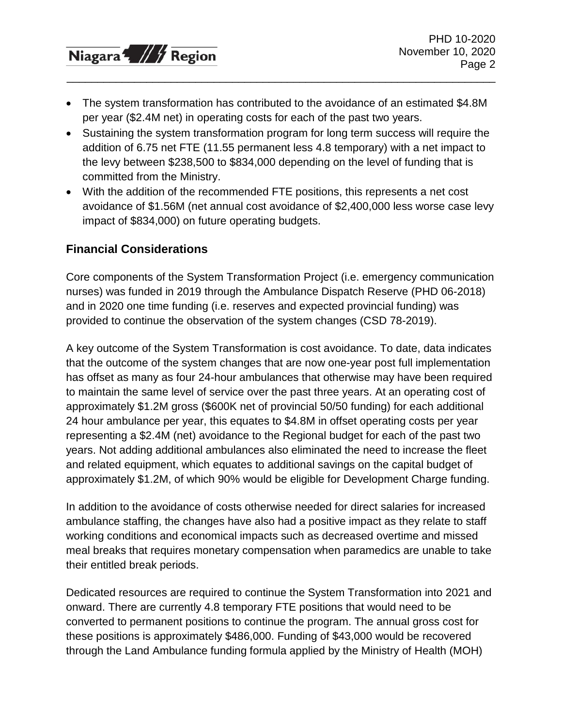- The system transformation has contributed to the avoidance of an estimated $4.8M per year ($2.4M net) in operating costs for each of the past two years.
- Sustaining the system transformation program for long term success will require the addition of 6.75 net FTE (11.55 permanent less 4.8 temporary) with a net impact to the levy between $238,500 to $834,000 depending on the level of funding that is committed from the Ministry.
- With the addition of the recommended FTE positions, this represents a net cost avoidance of $1.56M (net annual cost avoidance of $2,400,000 less worse case levy impact of $834,000) on future operating budgets.

## Financial Considerations

Core components of the System Transformation Project (i.e. emergency communication nurses) was funded in 2019 through the Ambulance Dispatch Reserve (PHD 06-2018) and in 2020 one time funding (i.e. reserves and expected provincial funding) was provided to continue the observation of the system changes (CSD 78-2019).

A key outcome of the System Transformation is cost avoidance. To date, data indicates that the outcome of the system changes that are now one-year post full implementation has offset as many as four 24-hour ambulances that otherwise may have been required to maintain the same level of service over the past three years. At an operating cost of approximately $1.2M gross ($600K net of provincial 50/50 funding) for each additional 24 hour ambulance per year, this equates to $4.8M in offset operating costs per year representing a $2.4M (net) avoidance to the Regional budget for each of the past two years. Not adding additional ambulances also eliminated the need to increase the fleet and related equipment, which equates to additional savings on the capital budget of approximately $1.2M, of which 90% would be eligible for Development Charge funding.

In addition to the avoidance of costs otherwise needed for direct salaries for increased ambulance staffing, the changes have also had a positive impact as they relate to staff working conditions and economical impacts such as decreased overtime and missed meal breaks that requires monetary compensation when paramedics are unable to take their entitled break periods.

Dedicated resources are required to continue the System Transformation into 2021 and onward. There are currently 4.8 temporary FTE positions that would need to be converted to permanent positions to continue the program. The annual gross cost for these positions is approximately $486,000. Funding of $43,000 would be recovered through the Land Ambulance funding formula applied by the Ministry of Health (MOH)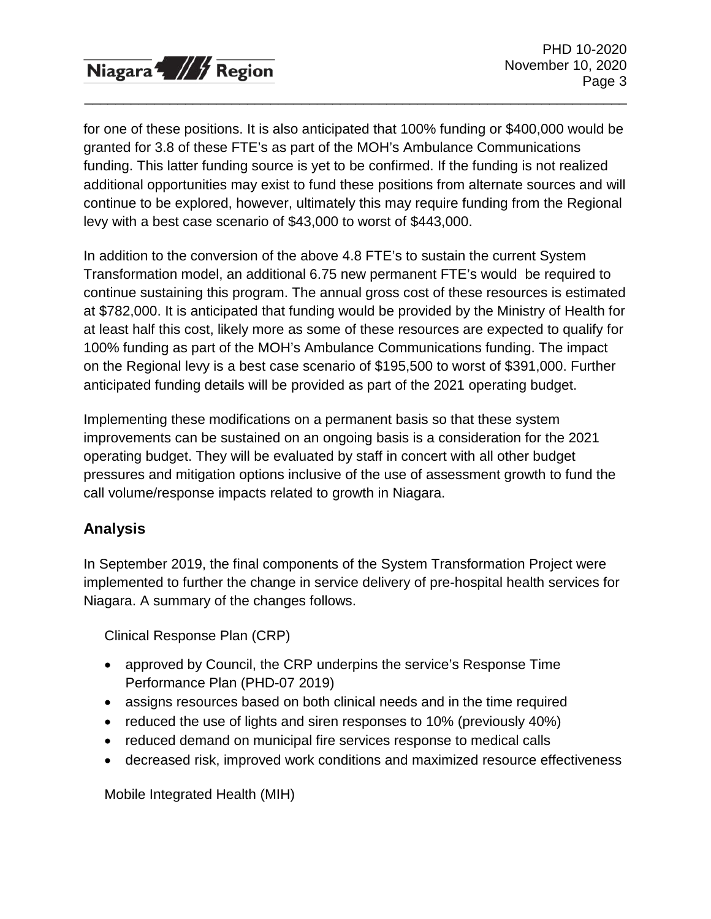for one of these positions. It is also anticipated that 100% funding or $400,000 would be granted for 3.8 of these FTE's as part of the MOH's Ambulance Communications funding. This latter funding source is yet to be confirmed. If the funding is not realized additional opportunities may exist to fund these positions from alternate sources and will continue to be explored, however, ultimately this may require funding from the Regional levy with a best case scenario of $43,000 to worst of $443,000.

In addition to the conversion of the above 4.8 FTE's to sustain the current System Transformation model, an additional 6.75 new permanent FTE's would be required to continue sustaining this program. The annual gross cost of these resources is estimated at $782,000. It is anticipated that funding would be provided by the Ministry of Health for at least half this cost, likely more as some of these resources are expected to qualify for 100% funding as part of the MOH's Ambulance Communications funding. The impact on the Regional levy is a best case scenario of $195,500 to worst of $391,000. Further anticipated funding details will be provided as part of the 2021 operating budget.

Implementing these modifications on a permanent basis so that these system improvements can be sustained on an ongoing basis is a consideration for the 2021 operating budget. They will be evaluated by staff in concert with all other budget pressures and mitigation options inclusive of the use of assessment growth to fund the call volume/response impacts related to growth in Niagara.

## Analysis

In September 2019, the final components of the System Transformation Project were implemented to further the change in service delivery of pre-hospital health services for Niagara. A summary of the changes follows.

Clinical Response Plan (CRP)

- approved by Council, the CRP underpins the service's Response Time Performance Plan (PHD-07 2019)
- assigns resources based on both clinical needs and in the time required
- reduced the use of lights and siren responses to 10% (previously 40%)
- reduced demand on municipal fire services response to medical calls
- decreased risk, improved work conditions and maximized resource effectiveness

Mobile Integrated Health (MIH)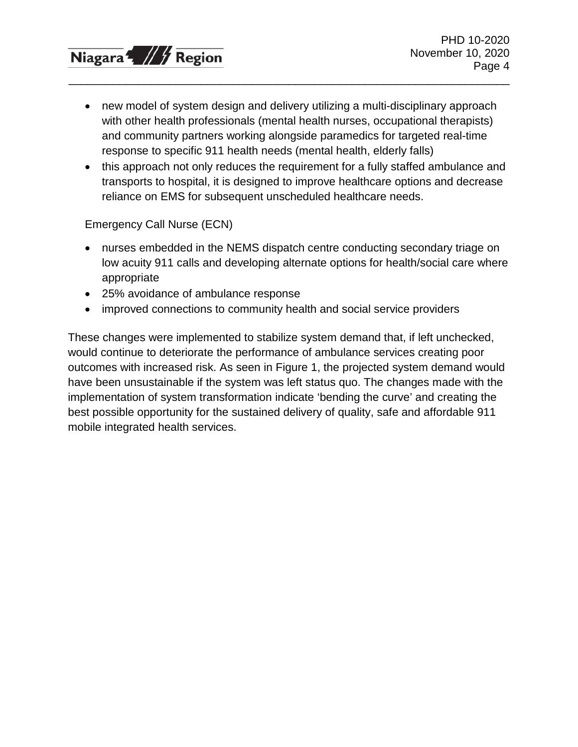- new model of system design and delivery utilizing a multi-disciplinary approach with other health professionals (mental health nurses, occupational therapists) and community partners working alongside paramedics for targeted real-time response to specific 911 health needs (mental health, elderly falls)
- this approach not only reduces the requirement for a fully staffed ambulance and transports to hospital, it is designed to improve healthcare options and decrease reliance on EMS for subsequent unscheduled healthcare needs.

Emergency Call Nurse (ECN)

- nurses embedded in the NEMS dispatch centre conducting secondary triage on low acuity 911 calls and developing alternate options for health/social care where appropriate
- 25% avoidance of ambulance response
- improved connections to community health and social service providers

These changes were implemented to stabilize system demand that, if left unchecked, would continue to deteriorate the performance of ambulance services creating poor outcomes with increased risk. As seen in Figure 1, the projected system demand would have been unsustainable if the system was left status quo. The changes made with the implementation of system transformation indicate 'bending the curve' and creating the best possible opportunity for the sustained delivery of quality, safe and affordable 911 mobile integrated health services.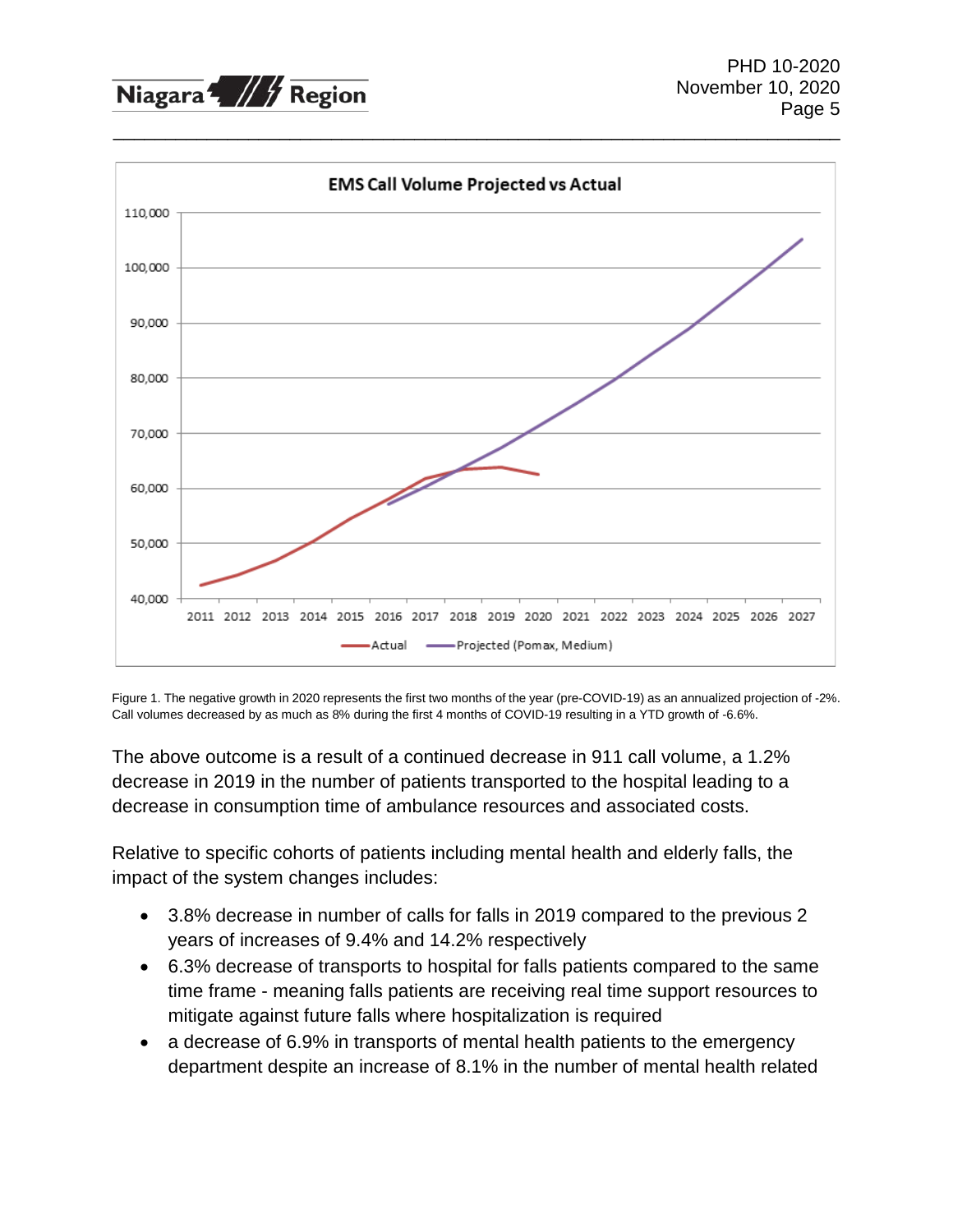Figure 1. The negative growth in 2020 represents the first two months of the year (pre-COVID-19) as an annualized projection of -2%. Call volumes decreased by as much as 8% during the first 4 months of COVID-19 resulting in a YTD growth of -6.6%.

The above outcome is a result of a continued decrease in 911 call volume, a 1.2% decrease in 2019 in the number of patients transported to the hospital leading to a decrease in consumption time of ambulance resources and associated costs.

Relative to specific cohorts of patients including mental health and elderly falls, the impact of the system changes includes:

- 3.8% decrease in number of calls for falls in 2019 compared to the previous 2 years of increases of 9.4% and 14.2% respectively
- 6.3% decrease of transports to hospital for falls patients compared to the same time frame - meaning falls patients are receiving real time support resources to mitigate against future falls where hospitalization is required
- a decrease of 6.9% in transports of mental health patients to the emergency department despite an increase of 8.1% in the number of mental health related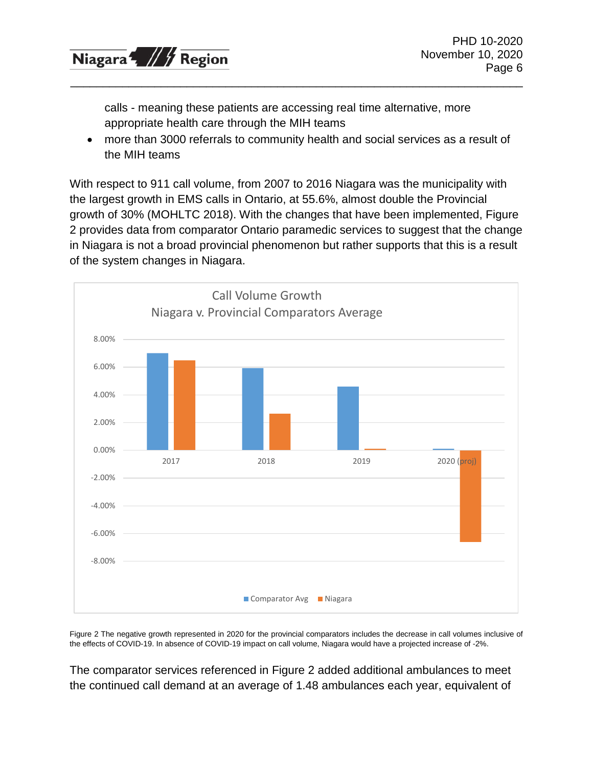calls - meaning these patients are accessing real time alternative, more appropriate health care through the MIH teams

- more than 3000 referrals to community health and social services as a result of the MIH teams

With respect to 911 call volume, from 2007 to 2016 Niagara was the municipality with the largest growth in EMS calls in Ontario, at 55.6%, almost double the Provincial growth of 30% (MOHLTC 2018). With the changes that have been implemented, Figure 2 provides data from comparator Ontario paramedic services to suggest that the change in Niagara is not a broad provincial phenomenon but rather supports that this is a result of the system changes in Niagara.

Figure 2 The negative growth represented in 2020 for the provincial comparators includes the decrease in call volumes inclusive of the effects of COVID-19. In absence of COVID-19 impact on call volume, Niagara would have a projected increase of -2%.

The comparator services referenced in Figure 2 added additional ambulances to meet the continued call demand at an average of 1.48 ambulances each year, equivalent of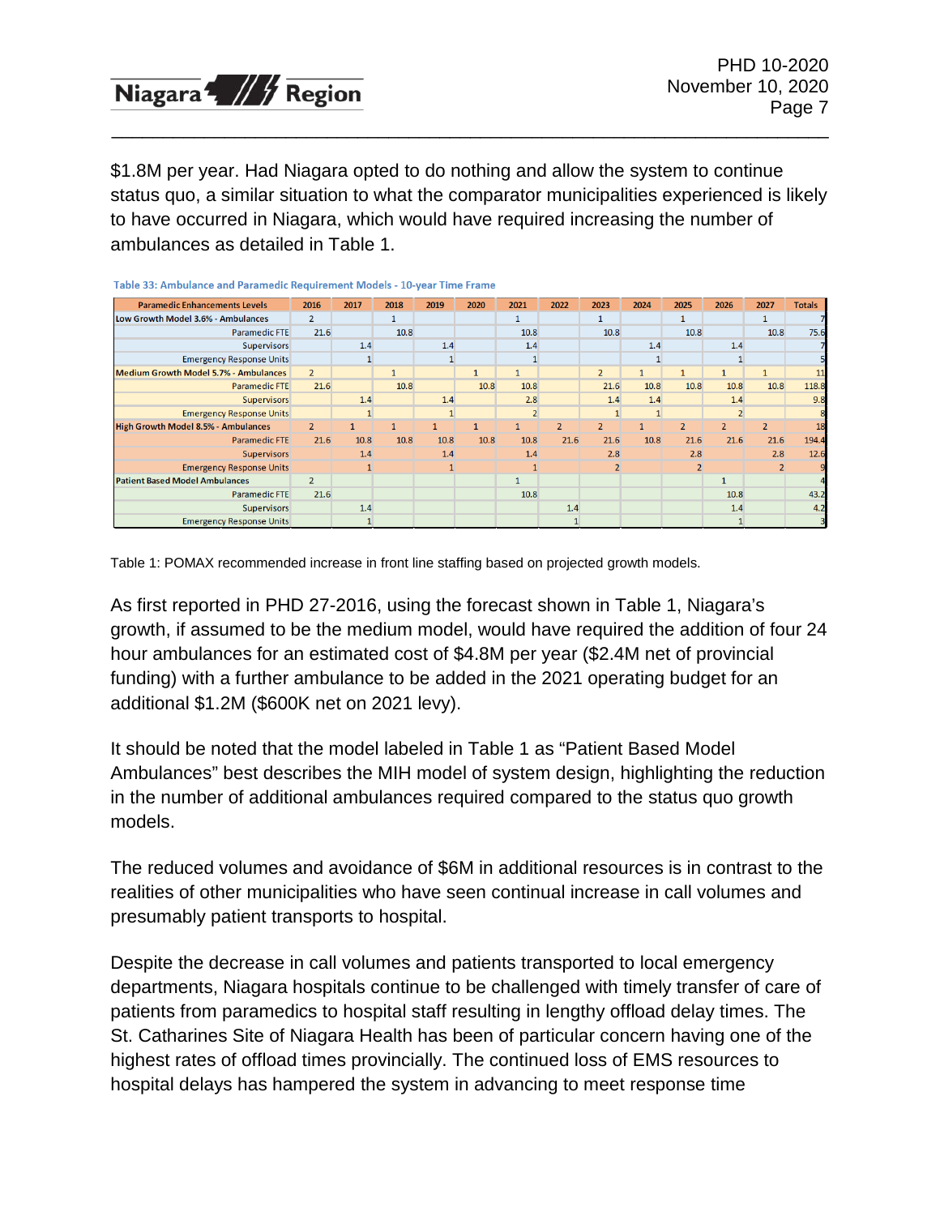$1.8M per year. Had Niagara opted to do nothing and allow the system to continue status quo, a similar situation to what the comparator municipalities experienced is likely to have occurred in Niagara, which would have required increasing the number of ambulances as detailed in Table 1.

**Table 33: Ambulance and Paramedic Requirement Models - 10-year Time Frame**

| Paramedic Enhancements Levels | 2016 | 2017 | 2018 | 2019 | 2020 | 2021 | 2022 | 2023 | 2024 | 2025 | 2026 | 2027 | Totals |
|---|---|---|---|---|---|---|---|---|---|---|---|---|---|
| Low Growth Model 3.6% - Ambulances | 2 | | 1 | | | 1 | | 1 | | 1 | | 1 | 7 |
| Paramedic FTE | 21.6 | | 10.8 | | | 10.8 | | 10.8 | | 10.8 | | 10.8 | 75.6 |
| Supervisors | | 1.4 | | 1.4 | | 1.4 | | | 1.4 | | 1.4 | | 7 |
| Emergency Response Units | | 1 | | 1 | | 1 | | | 1 | | 1 | | 5 |
| Medium Growth Model 5.7% - Ambulances | 2 | | 1 | | 1 | 1 | | 2 | 1 | 1 | 1 | 1 | 11 |
| Paramedic FTE | 21.6 | | 10.8 | | 10.8 | 10.8 | | 21.6 | 10.8 | 10.8 | 10.8 | 10.8 | 118.8 |
| Supervisors | | 1.4 | | 1.4 | | 2.8 | | 1.4 | 1.4 | | 1.4 | | 9.8 |
| Emergency Response Units | | 1 | | 1 | | 2 | | 1 | 1 | | 2 | | 8 |
| High Growth Model 8.5% - Ambulances | 2 | 1 | 1 | 1 | 1 | 1 | 2 | 2 | 1 | 2 | 2 | 2 | 18 |
| Paramedic FTE | 21.6 | 10.8 | 10.8 | 10.8 | 10.8 | 10.8 | 21.6 | 21.6 | 10.8 | 21.6 | 21.6 | 21.6 | 194.4 |
| Supervisors | | 1.4 | | 1.4 | | 1.4 | | 2.8 | | 2.8 | | 2.8 | 12.6 |
| Emergency Response Units | | 1 | | 1 | | 1 | | 2 | | 2 | | 2 | 9 |
| Patient Based Model Ambulances | 2 | | | | | 1 | | | | | 1 | | 4 |
| Paramedic FTE | 21.6 | | | | | 10.8 | | | | | 10.8 | | 43.2 |
| Supervisors | | 1.4 | | | | | 1.4 | | | | 1.4 | | 4.2 |
| Emergency Response Units | | 1 | | | | | 1 | | | | 1 | | 3 |

Table 1: POMAX recommended increase in front line staffing based on projected growth models.

As first reported in PHD 27-2016, using the forecast shown in Table 1, Niagara's growth, if assumed to be the medium model, would have required the addition of four 24 hour ambulances for an estimated cost of $4.8M per year ($2.4M net of provincial funding) with a further ambulance to be added in the 2021 operating budget for an additional $1.2M ($600K net on 2021 levy).

It should be noted that the model labeled in Table 1 as "Patient Based Model Ambulances" best describes the MIH model of system design, highlighting the reduction in the number of additional ambulances required compared to the status quo growth models.

The reduced volumes and avoidance of $6M in additional resources is in contrast to the realities of other municipalities who have seen continual increase in call volumes and presumably patient transports to hospital.

Despite the decrease in call volumes and patients transported to local emergency departments, Niagara hospitals continue to be challenged with timely transfer of care of patients from paramedics to hospital staff resulting in lengthy offload delay times. The St. Catharines Site of Niagara Health has been of particular concern having one of the highest rates of offload times provincially. The continued loss of EMS resources to hospital delays has hampered the system in advancing to meet response time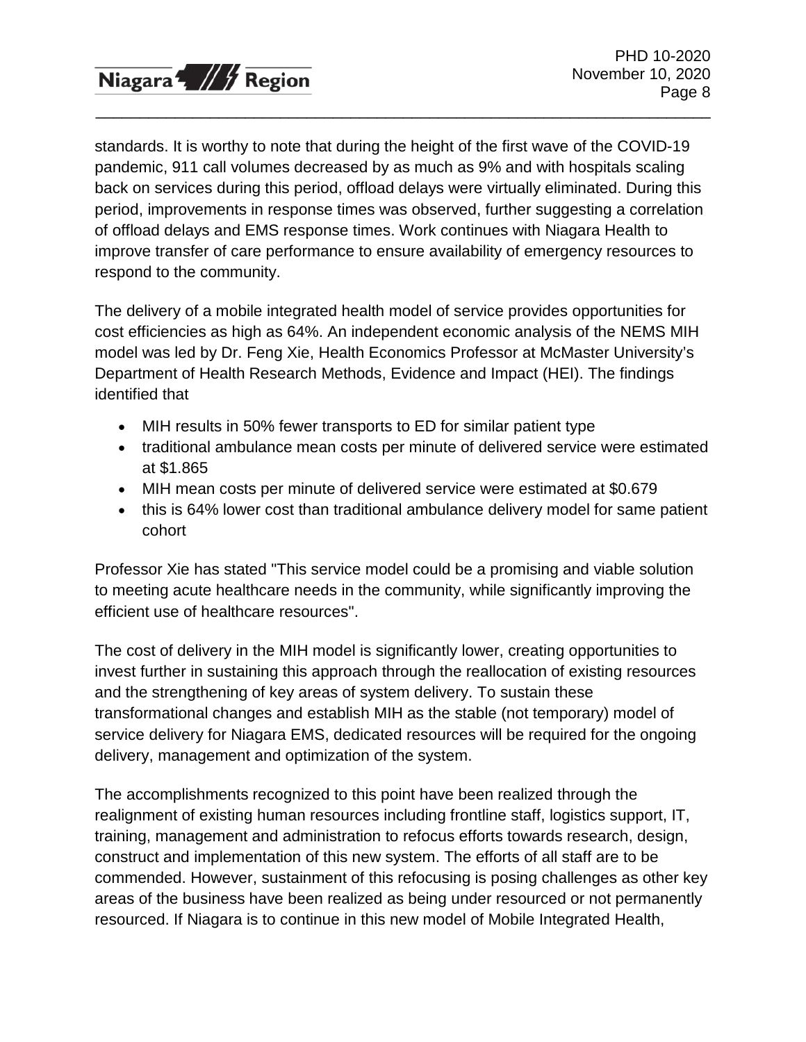standards. It is worthy to note that during the height of the first wave of the COVID-19 pandemic, 911 call volumes decreased by as much as 9% and with hospitals scaling back on services during this period, offload delays were virtually eliminated. During this period, improvements in response times was observed, further suggesting a correlation of offload delays and EMS response times. Work continues with Niagara Health to improve transfer of care performance to ensure availability of emergency resources to respond to the community.

The delivery of a mobile integrated health model of service provides opportunities for cost efficiencies as high as 64%. An independent economic analysis of the NEMS MIH model was led by Dr. Feng Xie, Health Economics Professor at McMaster University's Department of Health Research Methods, Evidence and Impact (HEI). The findings identified that

- MIH results in 50% fewer transports to ED for similar patient type
- traditional ambulance mean costs per minute of delivered service were estimated at $1.865
- MIH mean costs per minute of delivered service were estimated at $0.679
- this is 64% lower cost than traditional ambulance delivery model for same patient cohort

Professor Xie has stated "This service model could be a promising and viable solution to meeting acute healthcare needs in the community, while significantly improving the efficient use of healthcare resources".

The cost of delivery in the MIH model is significantly lower, creating opportunities to invest further in sustaining this approach through the reallocation of existing resources and the strengthening of key areas of system delivery. To sustain these transformational changes and establish MIH as the stable (not temporary) model of service delivery for Niagara EMS, dedicated resources will be required for the ongoing delivery, management and optimization of the system.

The accomplishments recognized to this point have been realized through the realignment of existing human resources including frontline staff, logistics support, IT, training, management and administration to refocus efforts towards research, design, construct and implementation of this new system. The efforts of all staff are to be commended. However, sustainment of this refocusing is posing challenges as other key areas of the business have been realized as being under resourced or not permanently resourced. If Niagara is to continue in this new model of Mobile Integrated Health,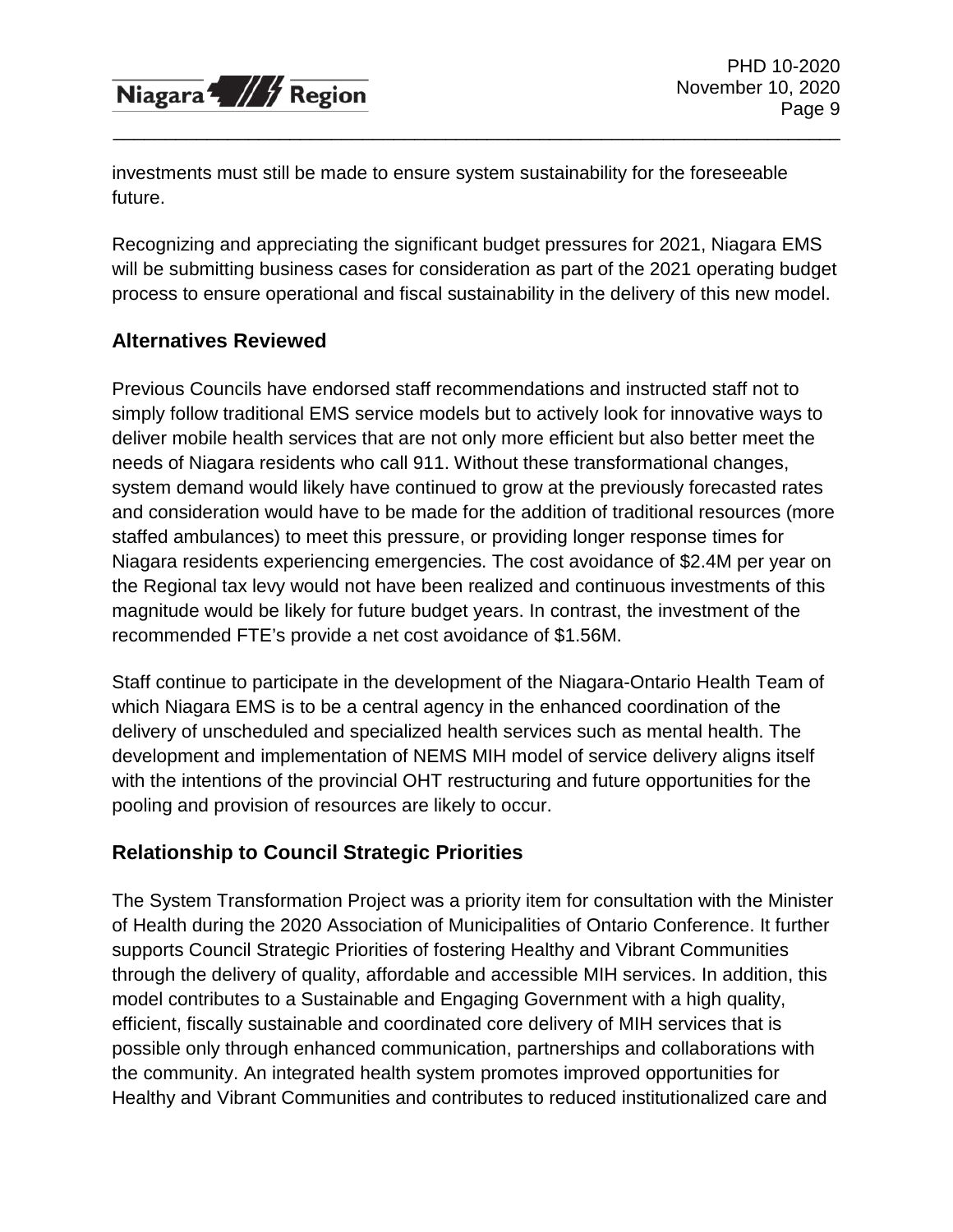investments must still be made to ensure system sustainability for the foreseeable future.

Recognizing and appreciating the significant budget pressures for 2021, Niagara EMS will be submitting business cases for consideration as part of the 2021 operating budget process to ensure operational and fiscal sustainability in the delivery of this new model.

## Alternatives Reviewed

Previous Councils have endorsed staff recommendations and instructed staff not to simply follow traditional EMS service models but to actively look for innovative ways to deliver mobile health services that are not only more efficient but also better meet the needs of Niagara residents who call 911. Without these transformational changes, system demand would likely have continued to grow at the previously forecasted rates and consideration would have to be made for the addition of traditional resources (more staffed ambulances) to meet this pressure, or providing longer response times for Niagara residents experiencing emergencies. The cost avoidance of $2.4M per year on the Regional tax levy would not have been realized and continuous investments of this magnitude would be likely for future budget years. In contrast, the investment of the recommended FTE's provide a net cost avoidance of $1.56M.

Staff continue to participate in the development of the Niagara-Ontario Health Team of which Niagara EMS is to be a central agency in the enhanced coordination of the delivery of unscheduled and specialized health services such as mental health. The development and implementation of NEMS MIH model of service delivery aligns itself with the intentions of the provincial OHT restructuring and future opportunities for the pooling and provision of resources are likely to occur.

## Relationship to Council Strategic Priorities

The System Transformation Project was a priority item for consultation with the Minister of Health during the 2020 Association of Municipalities of Ontario Conference. It further supports Council Strategic Priorities of fostering Healthy and Vibrant Communities through the delivery of quality, affordable and accessible MIH services. In addition, this model contributes to a Sustainable and Engaging Government with a high quality, efficient, fiscally sustainable and coordinated core delivery of MIH services that is possible only through enhanced communication, partnerships and collaborations with the community. An integrated health system promotes improved opportunities for Healthy and Vibrant Communities and contributes to reduced institutionalized care and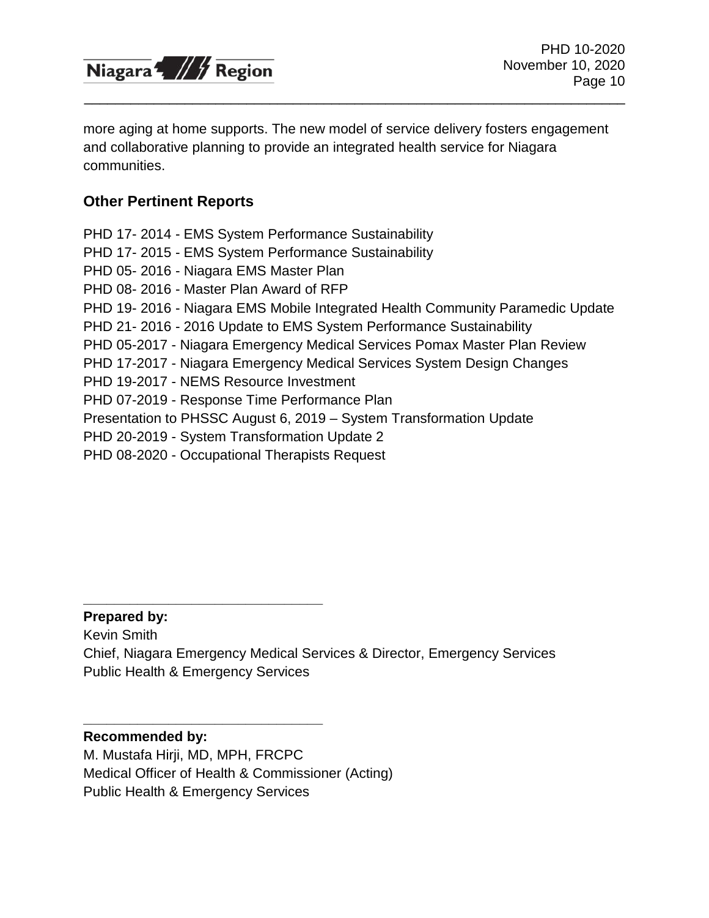more aging at home supports. The new model of service delivery fosters engagement and collaborative planning to provide an integrated health service for Niagara communities.

## Other Pertinent Reports

PHD 17- 2014 - EMS System Performance Sustainability
PHD 17- 2015 - EMS System Performance Sustainability
PHD 05- 2016 - Niagara EMS Master Plan
PHD 08- 2016 - Master Plan Award of RFP
PHD 19- 2016 - Niagara EMS Mobile Integrated Health Community Paramedic Update
PHD 21- 2016 - 2016 Update to EMS System Performance Sustainability
PHD 05-2017 - Niagara Emergency Medical Services Pomax Master Plan Review
PHD 17-2017 - Niagara Emergency Medical Services System Design Changes
PHD 19-2017 - NEMS Resource Investment
PHD 07-2019 - Response Time Performance Plan
Presentation to PHSSC August 6, 2019 – System Transformation Update
PHD 20-2019 - System Transformation Update 2
PHD 08-2020 - Occupational Therapists Request

________________________________

**Prepared by:**
Kevin Smith
Chief, Niagara Emergency Medical Services & Director, Emergency Services
Public Health & Emergency Services

________________________________

**Recommended by:**
M. Mustafa Hirji, MD, MPH, FRCPC
Medical Officer of Health & Commissioner (Acting)
Public Health & Emergency Services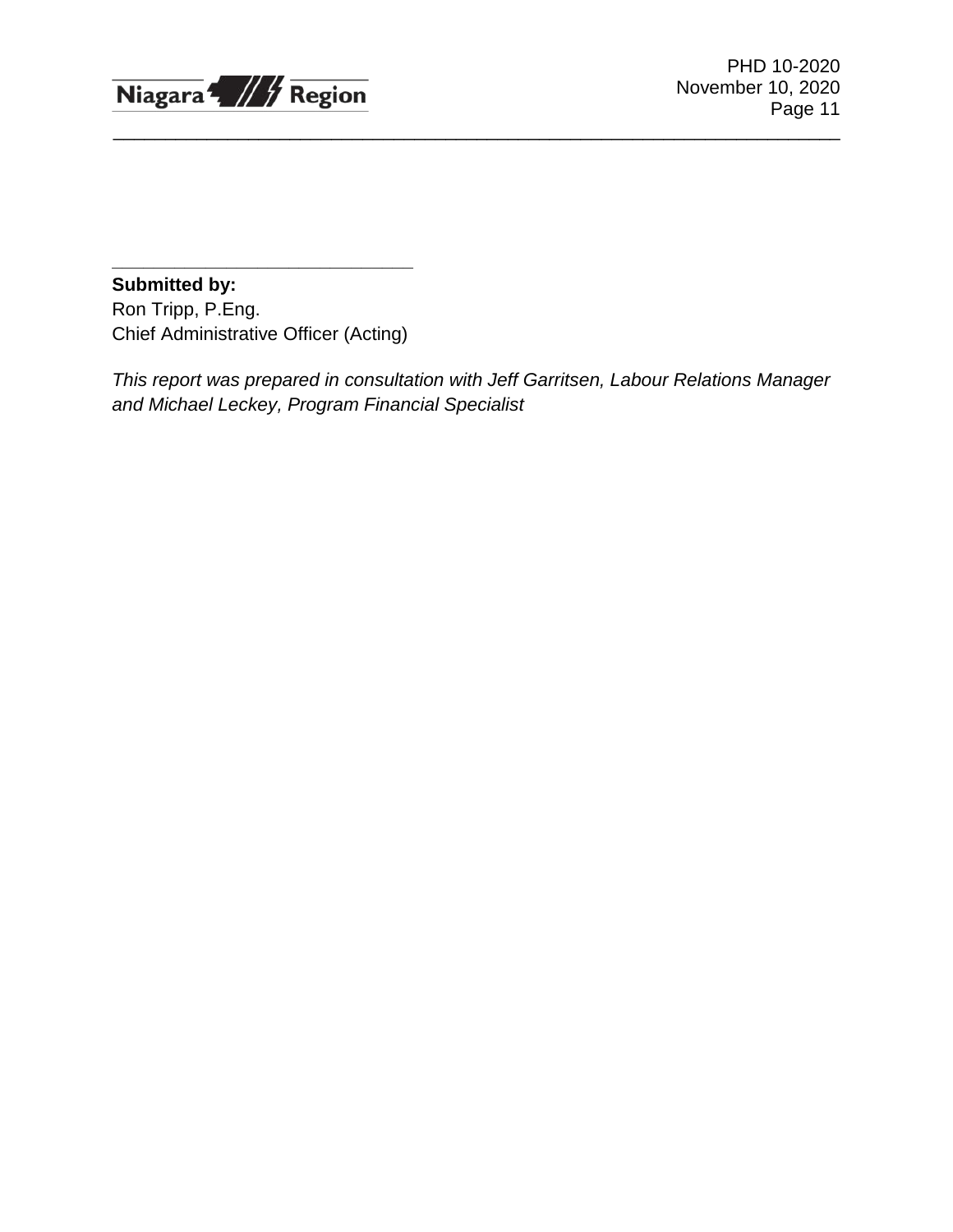\_\_\_\_\_\_\_\_\_\_\_\_\_\_\_\_\_\_\_\_\_\_\_\_\_\_\_\_\_\_\_\_

**Submitted by:**
Ron Tripp, P.Eng.
Chief Administrative Officer (Acting)

*This report was prepared in consultation with Jeff Garritsen, Labour Relations Manager and Michael Leckey, Program Financial Specialist*